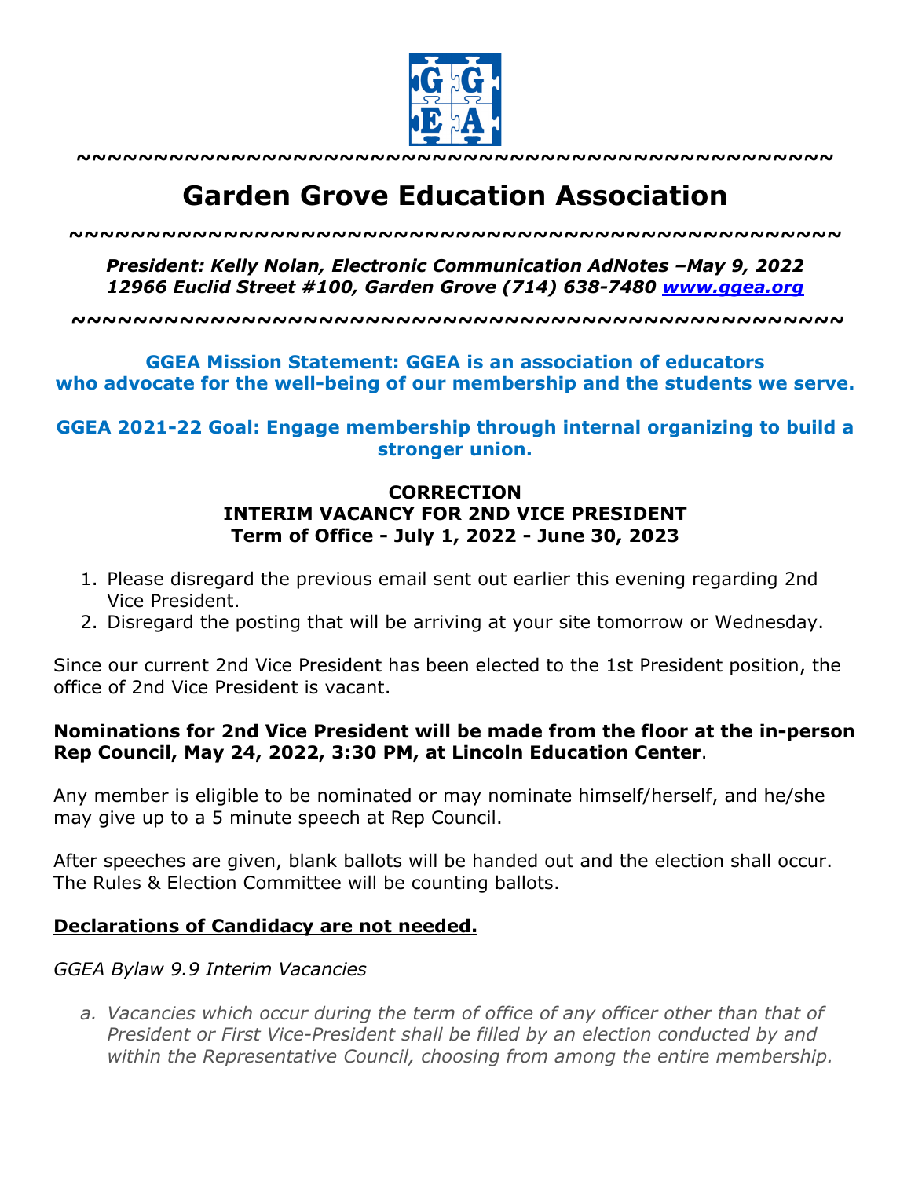~~~~~~~~~~~~~~~~~~~~~~~~~~~~~~~~~~~~~~~~~~~~~~~~~

# Garden Grove Education Association

~~~~~~~~~~~~~~~~~~~~~~~~~~~~~~~~~~~~~~~~~~~~~~~~~

***President: Kelly Nolan, Electronic Communication AdNotes –May 9, 2022***
***12966 Euclid Street #100, Garden Grove (714) 638-7480 [www.ggea.org](http://www.ggea.org)***

~~~~~~~~~~~~~~~~~~~~~~~~~~~~~~~~~~~~~~~~~~~~~~~~~

**GGEA Mission Statement: GGEA is an association of educators who advocate for the well-being of our membership and the students we serve.**

**GGEA 2021-22 Goal: Engage membership through internal organizing to build a stronger union.**

**CORRECTION**
**INTERIM VACANCY FOR 2ND VICE PRESIDENT**
**Term of Office - July 1, 2022 - June 30, 2023**

1. Please disregard the previous email sent out earlier this evening regarding 2nd Vice President.
2. Disregard the posting that will be arriving at your site tomorrow or Wednesday.

Since our current 2nd Vice President has been elected to the 1st President position, the office of 2nd Vice President is vacant.

**Nominations for 2nd Vice President will be made from the floor at the in-person Rep Council, May 24, 2022, 3:30 PM, at Lincoln Education Center**.

Any member is eligible to be nominated or may nominate himself/herself, and he/she may give up to a 5 minute speech at Rep Council.

After speeches are given, blank ballots will be handed out and the election shall occur. The Rules & Election Committee will be counting ballots.

<u>**Declarations of Candidacy are not needed.**</u>

*GGEA Bylaw 9.9 Interim Vacancies*

a. *Vacancies which occur during the term of office of any officer other than that of President or First Vice-President shall be filled by an election conducted by and within the Representative Council, choosing from among the entire membership.*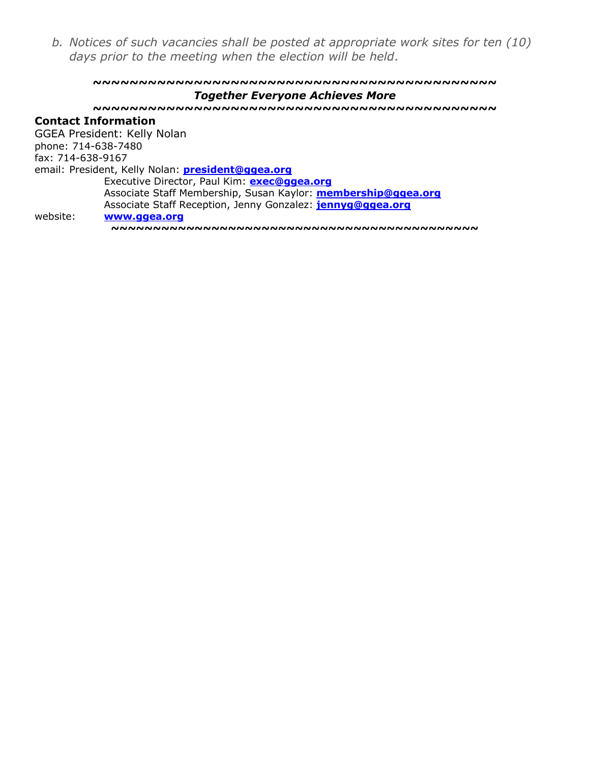*b. Notices of such vacancies shall be posted at appropriate work sites for ten (10) days prior to the meeting when the election will be held*.

**~~~~~~~~~~~~~~~~~~~~~~~~~~~~~~~~~~~~~~~~~~~~~~**

***Together Everyone Achieves More***

**~~~~~~~~~~~~~~~~~~~~~~~~~~~~~~~~~~~~~~~~~~~~~~**

**Contact Information**

GGEA President: Kelly Nolan

phone: 714-638-7480

fax: 714-638-9167

email: President, Kelly Nolan: **president@ggea.org**

Executive Director, Paul Kim: **exec@ggea.org**

Associate Staff Membership, Susan Kaylor: **membership@ggea.org**

Associate Staff Reception, Jenny Gonzalez: **jennyg@ggea.org**

website: **www.ggea.org**

**~~~~~~~~~~~~~~~~~~~~~~~~~~~~~~~~~~~~~~~~~~~~~~**